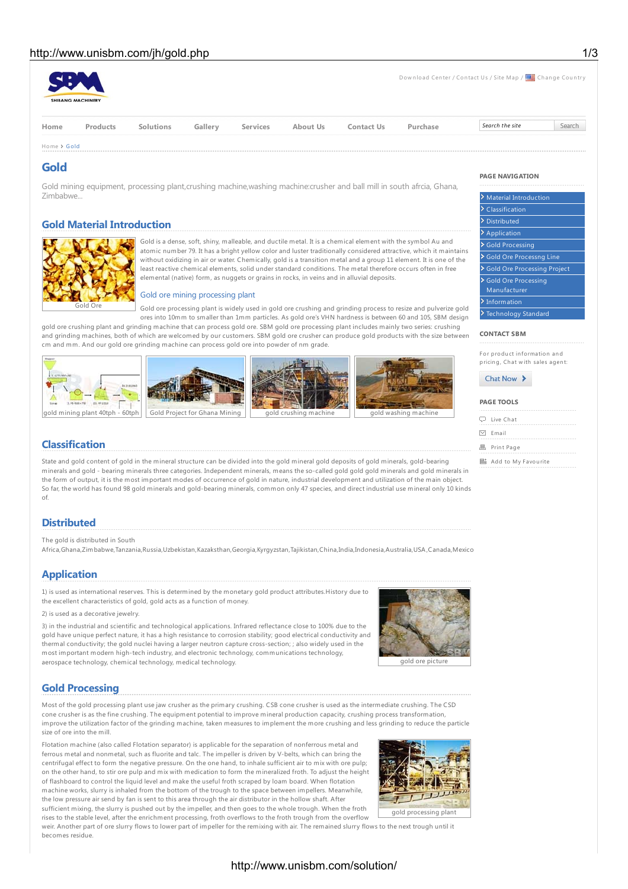Download Center / Contact Us / Site Map / Change Country

Home | Products | Solutions | Gallery | Services | About Us | Contact Us | Purchase

Home > Gold

# Gold

Gold mining equipment, processing plant,crushing machine,washing machine:crusher and ball mill in south afrcia, Ghana, Zimbabwe...

## Gold Material Introduction

Gold Ore

Gold is a dense, soft, shiny, malleable, and ductile metal. It is a chemical element with the symbol Au and atomic number 79. It has a bright yellow color and luster traditionally considered attractive, which it maintains without oxidizing in air or water. Chemically, gold is a transition metal and a group 11 element. It is one of the least reactive chemical elements, solid under standard conditions. The metal therefore occurs often in free elemental (native) form, as nuggets or grains in rocks, in veins and in alluvial deposits.

### Gold ore mining processing plant

Gold ore processing plant is widely used in gold ore crushing and grinding process to resize and pulverize gold ores into 10mm to smaller than 1mm particles. As gold ore's VHN hardness is between 60 and 105, SBM design gold ore crushing plant and grinding machine that can process gold ore. SBM gold ore processing plant includes mainly two series: crushing and grinding machines, both of which are welcomed by our customers. SBM gold ore crusher can produce gold products with the size between cm and mm. And our gold ore grinding machine can process gold ore into powder of nm grade.

gold mining plant 40tph - 60tph | Gold Project for Ghana Mining | gold crushing machine | gold washing machine

## Classification

State and gold content of gold in the mineral structure can be divided into the gold mineral gold deposits of gold minerals, gold-bearing minerals and gold - bearing minerals three categories. Independent minerals, means the so-called gold gold gold minerals and gold minerals in the form of output, it is the most important modes of occurrence of gold in nature, industrial development and utilization of the main object. So far, the world has found 98 gold minerals and gold-bearing minerals, common only 47 species, and direct industrial use mineral only 10 kinds of.

## Distributed

The gold is distributed in South Africa,Ghana,Zimbabwe,Tanzania,Russia,Uzbekistan,Kazakhstan,Georgia,Kyrgyzstan,Tajikistan,China,India,Indonesia,Australia,USA,Canada,Mexico

## Application

1) is used as international reserves. This is determined by the monetary gold product attributes.History due to the excellent characteristics of gold, gold acts as a function of money.

2) is used as a decorative jewelry.

3) in the industrial and scientific and technological applications. Infrared reflectance close to 100% due to the gold have unique perfect nature, it has a high resistance to corrosion stability; good electrical conductivity and thermal conductivity; the gold nuclei having a larger neutron capture cross-section; ; also widely used in the most important modern high-tech industry, and electronic technology, communications technology, aerospace technology, chemical technology, medical technology.

gold ore picture

## Gold Processing

Most of the gold processing plant use jaw crusher as the primary crushing. CSB cone crusher is used as the intermediate crushing. The CSD cone crusher is as the fine crushing. The equipment potential to improve mineral production capacity, crushing process transformation, improve the utilization factor of the grinding machine, taken measures to implement the more crushing and less grinding to reduce the particle size of ore into the mill.

Flotation machine (also called Flotation separator) is applicable for the separation of nonferrous metal and ferrous metal and nonmetal, such as fluorite and talc. The impeller is driven by V-belts, which can bring the centrifugal effect to form the negative pressure. On the one hand, to inhale sufficient air to mix with ore pulp; on the other hand, to stir ore pulp and mix with medication to form the mineralized froth. To adjust the height of flashboard to control the liquid level and make the useful froth scraped by loam board. When flotation machine works, slurry is inhaled from the bottom of the trough to the space between impellers. Meanwhile, the low pressure air send by fan is sent to this area through the air distributor in the hollow shaft. After sufficient mixing, the slurry is pushed out by the impeller, and then goes to the whole trough. When the froth rises to the stable level, after the enrichment processing, froth overflows to the froth trough from the overflow weir. Another part of ore slurry flows to lower part of impeller for the remixing with air. The remained slurry flows to the next trough until it becomes residue.

gold processing plant

**PAGE NAVIGATION**

- Material Introduction
- Classification
- Distributed
- Application
- Gold Processing
- Gold Ore Processng Line
- Gold Ore Processing Project
- Gold Ore Processing Manufacturer
- Information
- Technology Standard

**CONTACT SBM**

For product information and pricing, Chat with sales agent:

Chat Now

**PAGE TOOLS**

- Live Chat
- Email
- Print Page
- Add to My Favourite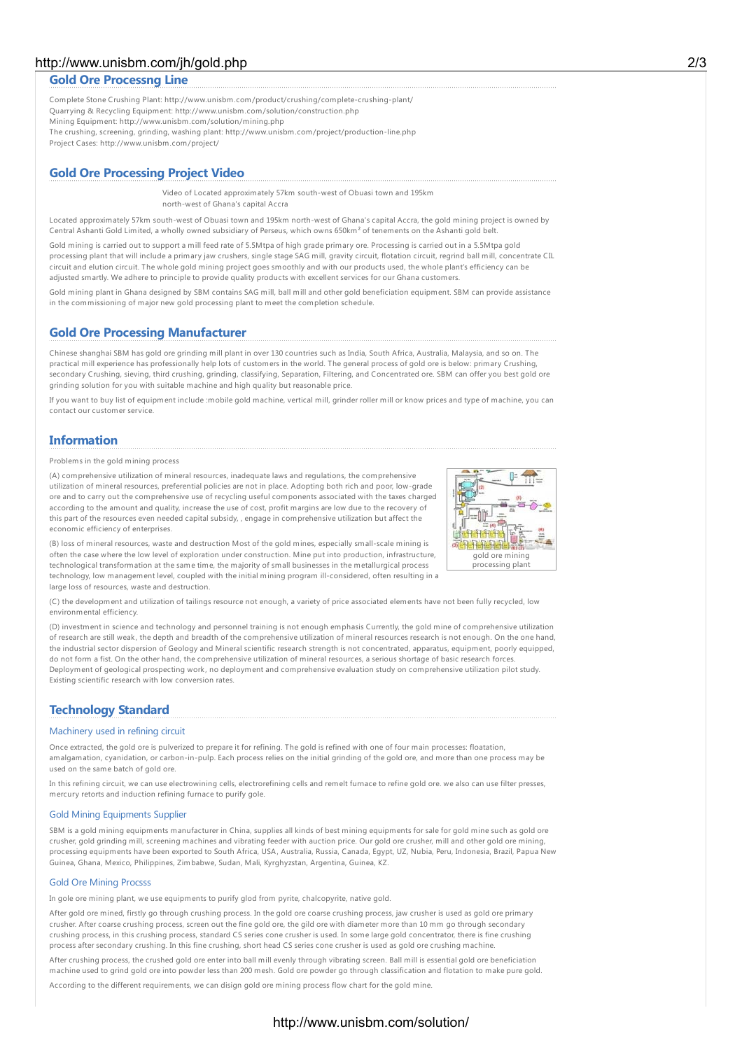## Gold Ore Processng Line

Complete Stone Crushing Plant: http://www.unisbm.com/product/crushing/complete-crushing-plant/
Quarrying & Recycling Equipment: http://www.unisbm.com/solution/construction.php
Mining Equipment: http://www.unisbm.com/solution/mining.php
The crushing, screening, grinding, washing plant: http://www.unisbm.com/project/production-line.php
Project Cases: http://www.unisbm.com/project/

## Gold Ore Processing Project Video

Video of Located approximately 57km south-west of Obuasi town and 195km north-west of Ghana's capital Accra

Located approximately 57km south-west of Obuasi town and 195km north-west of Ghana's capital Accra, the gold mining project is owned by Central Ashanti Gold Limited, a wholly owned subsidiary of Perseus, which owns 650km² of tenements on the Ashanti gold belt.

Gold mining is carried out to support a mill feed rate of 5.5Mtpa of high grade primary ore. Processing is carried out in a 5.5Mtpa gold processing plant that will include a primary jaw crushers, single stage SAG mill, gravity circuit, flotation circuit, regrind ball mill, concentrate CIL circuit and elution circuit. The whole gold mining project goes smoothly and with our products used, the whole plant's efficiency can be adjusted smartly. We adhere to principle to provide quality products with excellent services for our Ghana customers.

Gold mining plant in Ghana designed by SBM contains SAG mill, ball mill and other gold beneficiation equipment. SBM can provide assistance in the commissioning of major new gold processing plant to meet the completion schedule.

## Gold Ore Processing Manufacturer

Chinese shanghai SBM has gold ore grinding mill plant in over 130 countries such as India, South Africa, Australia, Malaysia, and so on. The practical mill experience has professionally help lots of customers in the world. The general process of gold ore is below: primary Crushing, secondary Crushing, sieving, third crushing, grinding, classifying, Separation, Filtering, and Concentrated ore. SBM can offer you best gold ore grinding solution for you with suitable machine and high quality but reasonable price.

If you want to buy list of equipment include :mobile gold machine, vertical mill, grinder roller mill or know prices and type of machine, you can contact our customer service.

## Information

Problems in the gold mining process

(A) comprehensive utilization of mineral resources, inadequate laws and regulations, the comprehensive utilization of mineral resources, preferential policies are not in place. Adopting both rich and poor, low-grade ore and to carry out the comprehensive use of recycling useful components associated with the taxes charged according to the amount and quality, increase the use of cost, profit margins are low due to the recovery of this part of the resources even needed capital subsidy, , engage in comprehensive utilization but affect the economic efficiency of enterprises.

gold ore mining processing plant

(B) loss of mineral resources, waste and destruction Most of the gold mines, especially small-scale mining is often the case where the low level of exploration under construction. Mine put into production, infrastructure, technological transformation at the same time, the majority of small businesses in the metallurgical process technology, low management level, coupled with the initial mining program ill-considered, often resulting in a large loss of resources, waste and destruction.

(C) the development and utilization of tailings resource not enough, a variety of price associated elements have not been fully recycled, low environmental efficiency.

(D) investment in science and technology and personnel training is not enough emphasis Currently, the gold mine of comprehensive utilization of research are still weak, the depth and breadth of the comprehensive utilization of mineral resources research is not enough. On the one hand, the industrial sector dispersion of Geology and Mineral scientific research strength is not concentrated, apparatus, equipment, poorly equipped, do not form a fist. On the other hand, the comprehensive utilization of mineral resources, a serious shortage of basic research forces. Deployment of geological prospecting work, no deployment and comprehensive evaluation study on comprehensive utilization pilot study. Existing scientific research with low conversion rates.

## Technology Standard

### Machinery used in refining circuit

Once extracted, the gold ore is pulverized to prepare it for refining. The gold is refined with one of four main processes: floatation, amalgamation, cyanidation, or carbon-in-pulp. Each process relies on the initial grinding of the gold ore, and more than one process may be used on the same batch of gold ore.

In this refining circuit, we can use electrowining cells, electrorefining cells and remelt furnace to refine gold ore. we also can use filter presses, mercury retorts and induction refining furnace to purify gole.

### Gold Mining Equipments Supplier

SBM is a gold mining equipments manufacturer in China, supplies all kinds of best mining equipments for sale for gold mine such as gold ore crusher, gold grinding mill, screening machines and vibrating feeder with auction price. Our gold ore crusher, mill and other gold ore mining, processing equipments have been exported to South Africa, USA, Australia, Russia, Canada, Egypt, UZ, Nubia, Peru, Indonesia, Brazil, Papua New Guinea, Ghana, Mexico, Philippines, Zimbabwe, Sudan, Mali, Kyrghyzstan, Argentina, Guinea, KZ.

### Gold Ore Mining Procsss

In gole ore mining plant, we use equipments to purify glod from pyrite, chalcopyrite, native gold.

After gold ore mined, firstly go through crushing process. In the gold ore coarse crushing process, jaw crusher is used as gold ore primary crusher. After coarse crushing process, screen out the fine gold ore, the gild ore with diameter more than 10 mm go through secondary crushing process, in this crushing process, standard CS series cone crusher is used. In some large gold concentrator, there is fine crushing process after secondary crushing. In this fine crushing, short head CS series cone crusher is used as gold ore crushing machine.

After crushing process, the crushed gold ore enter into ball mill evenly through vibrating screen. Ball mill is essential gold ore beneficiation machine used to grind gold ore into powder less than 200 mesh. Gold ore powder go through classification and flotation to make pure gold.

According to the different requirements, we can disign gold ore mining process flow chart for the gold mine.

http://www.unisbm.com/solution/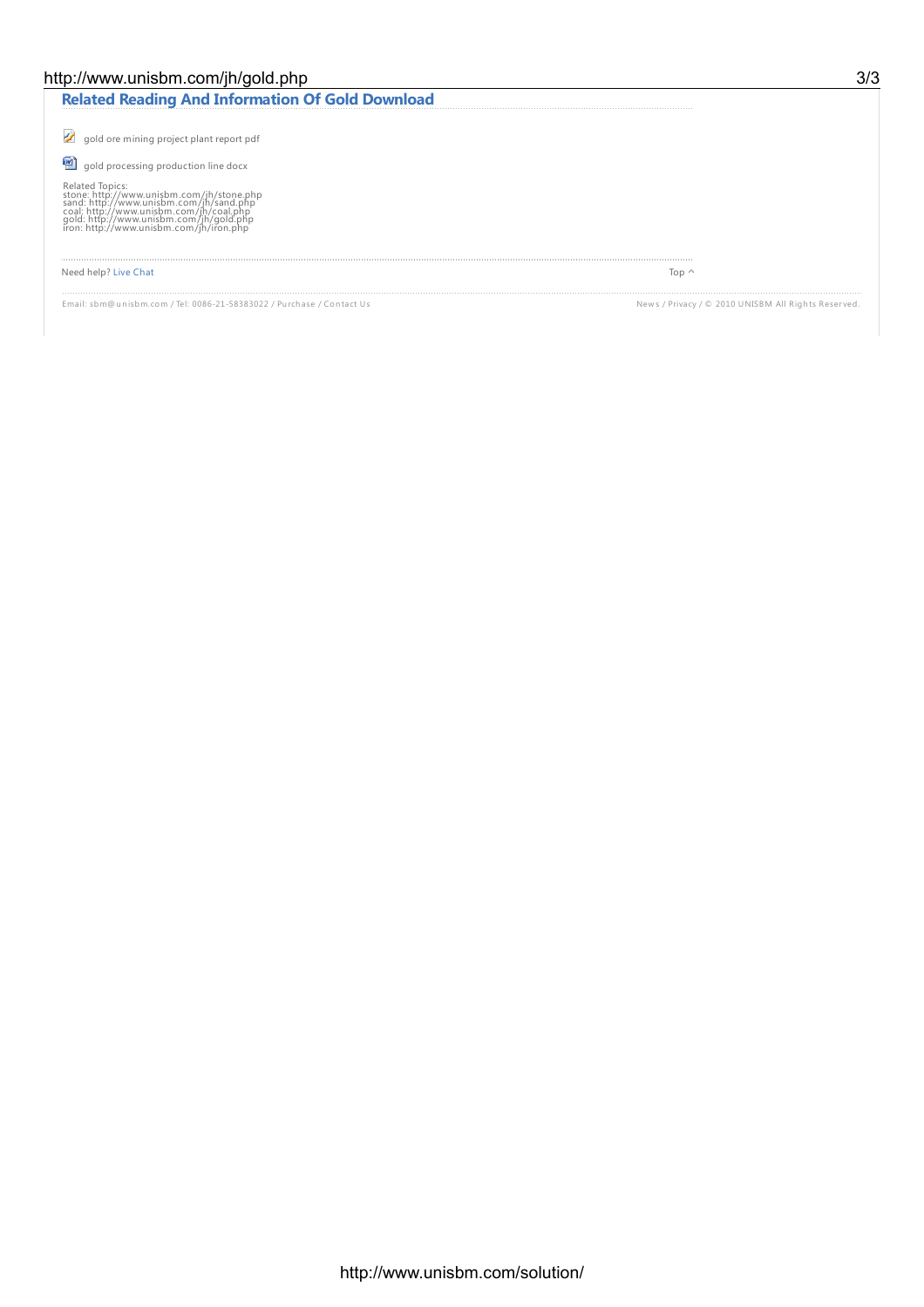## Related Reading And Information Of Gold Download

gold ore mining project plant report pdf

gold processing production line docx

Related Topics:
stone: http://www.unisbm.com/jh/stone.php
sand: http://www.unisbm.com/jh/sand.php
coal: http://www.unisbm.com/jh/coal.php
gold: http://www.unisbm.com/jh/gold.php
iron: http://www.unisbm.com/jh/iron.php

Need help? Live Chat

Top ^

Email: sbm@unisbm.com / Tel: 0086-21-58383022 / Purchase / Contact Us

News / Privacy / © 2010 UNISBM All Rights Reserved.